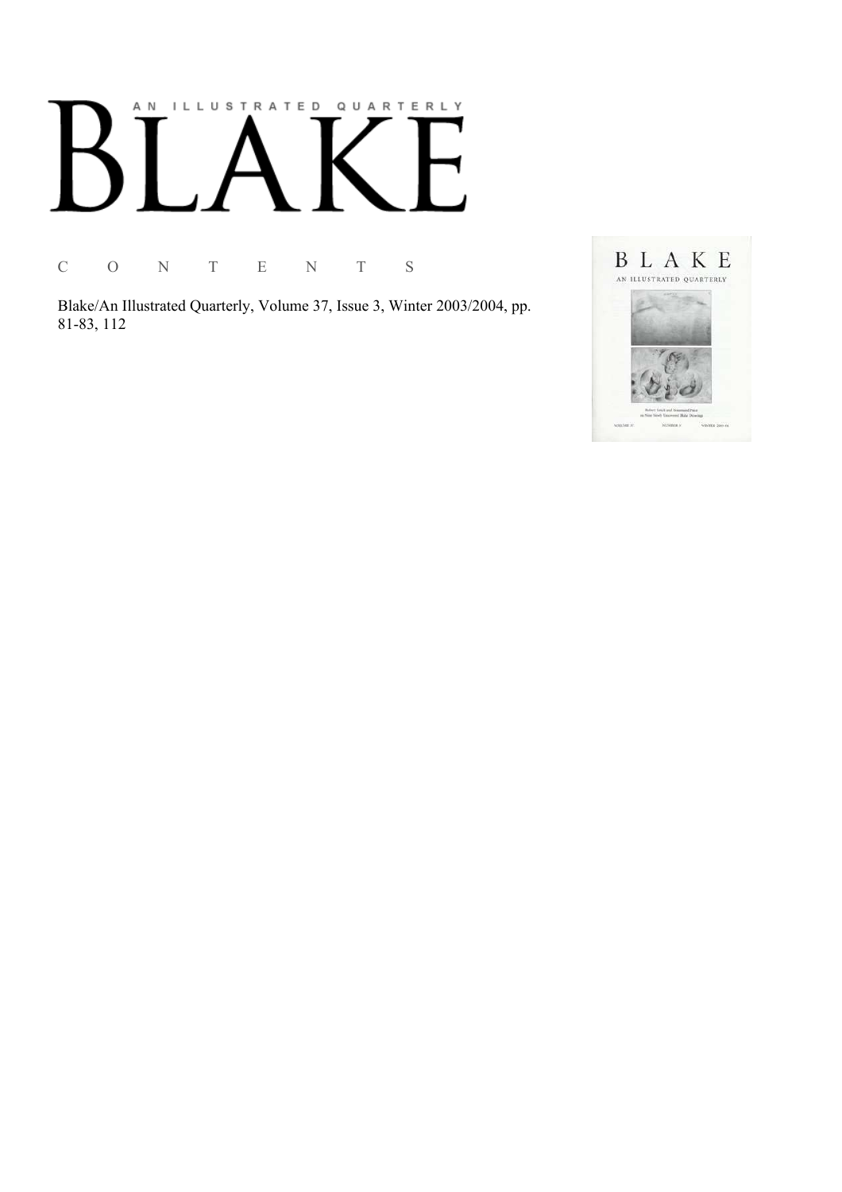# AN ILLUSTRATED QUARTERLY

# BLAKE

C O N T E N T S

Blake/An Illustrated Quarterly, Volume 37, Issue 3, Winter 2003/2004, pp. 81-83, 112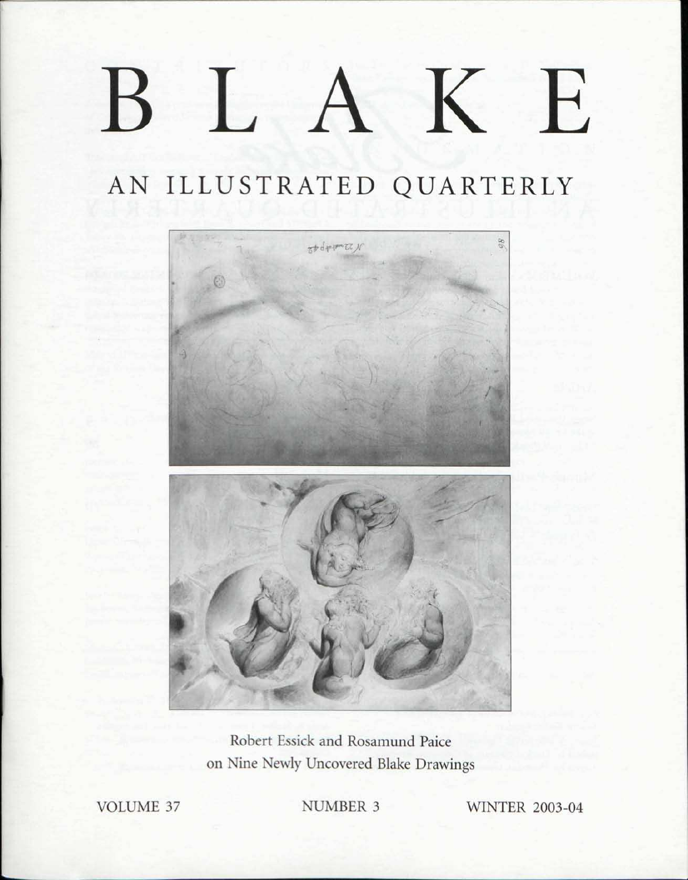# BLAKE

## AN ILLUSTRATED QUARTERLY

Robert Essick and Rosamund Paice on Nine Newly Uncovered Blake Drawings

VOLUME 37 NUMBER 3 WINTER 2003-04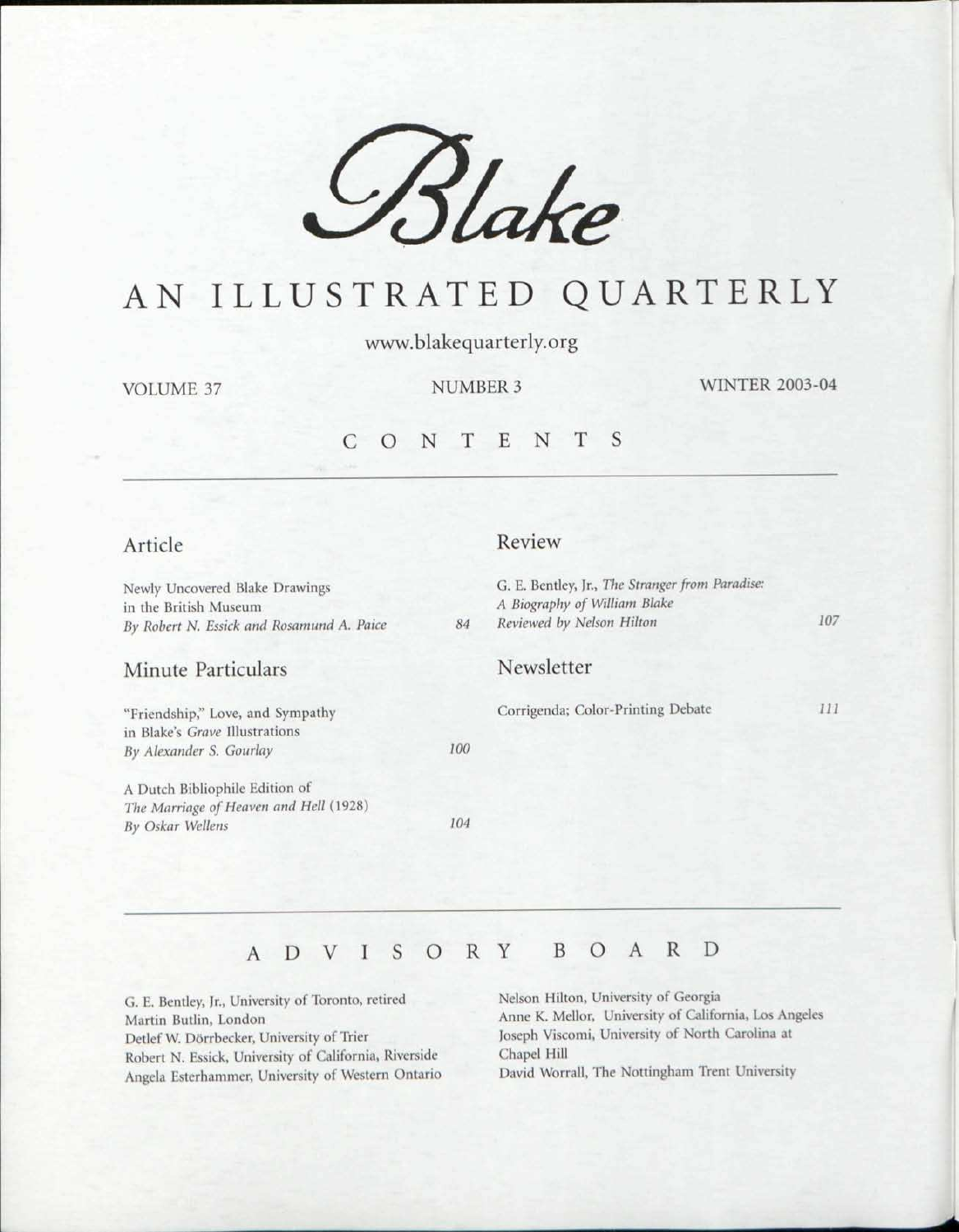# Blake

## AN ILLUSTRATED QUARTERLY

www.blakequarterly.org

VOLUME 37 NUMBER 3 WINTER 2003-04

## CONTENTS

### Article

Newly Uncovered Blake Drawings in the British Museum
*By Robert N. Essick and Rosamund A. Paice* 84

### Minute Particulars

"Friendship," Love, and Sympathy in Blake's *Grave* Illustrations
*By Alexander S. Gourlay* 100

A Dutch Bibliophile Edition of *The Marriage of Heaven and Hell* (1928)
*By Oskar Wellens* 104

### Review

G. E. Bentley, Jr., *The Stranger from Paradise: A Biography of William Blake*
*Reviewed by Nelson Hilton* 107

### Newsletter

Corrigenda; Color-Printing Debate 111

## ADVISORY BOARD

G. E. Bentley, Jr., University of Toronto, retired
Martin Butlin, London
Detlef W. Dörrbecker, University of Trier
Robert N. Essick, University of California, Riverside
Angela Esterhammer, University of Western Ontario
Nelson Hilton, University of Georgia
Anne K. Mellor, University of California, Los Angeles
Joseph Viscomi, University of North Carolina at Chapel Hill
David Worrall, The Nottingham Trent University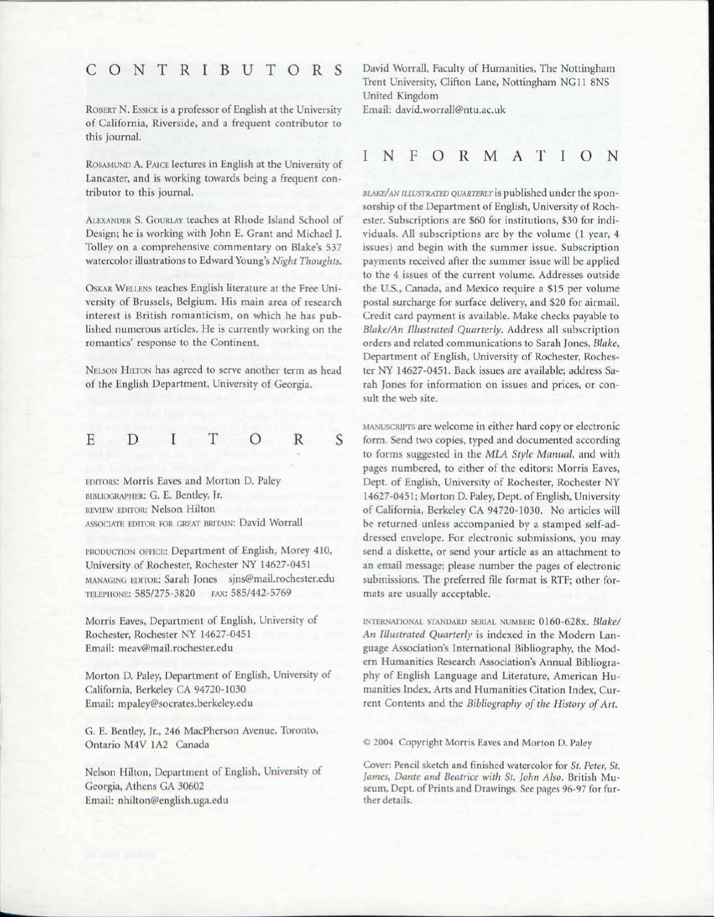## CONTRIBUTORS

Robert N. Essick is a professor of English at the University of California, Riverside, and a frequent contributor to this journal.

Rosamund A. Paice lectures in English at the University of Lancaster, and is working towards being a frequent contributor to this journal.

Alexander S. Gourlay teaches at Rhode Island School of Design; he is working with John E. Grant and Michael J. Tolley on a comprehensive commentary on Blake's 537 watercolor illustrations to Edward Young's *Night Thoughts*.

Oskar Wellens teaches English literature at the Free University of Brussels, Belgium. His main area of research interest is British romanticism, on which he has published numerous articles. He is currently working on the romantics' response to the Continent.

Nelson Hilton has agreed to serve another term as head of the English Department, University of Georgia.

## EDITORS

Editors: Morris Eaves and Morton D. Paley
Bibliographer: G. E. Bentley, Jr.
Review Editor: Nelson Hilton
Associate Editor for Great Britain: David Worrall

Production Office: Department of English, Morey 410, University of Rochester, Rochester NY 14627-0451
Managing Editor: Sarah Jones sjns@mail.rochester.edu
Telephone: 585/275-3820 Fax: 585/442-5769

Morris Eaves, Department of English, University of Rochester, Rochester NY 14627-0451
Email: meav@mail.rochester.edu

Morton D. Paley, Department of English, University of California, Berkeley CA 94720-1030
Email: mpaley@socrates.berkeley.edu

G. E. Bentley, Jr., 246 MacPherson Avenue, Toronto, Ontario M4V 1A2 Canada

Nelson Hilton, Department of English, University of Georgia, Athens GA 30602
Email: nhilton@english.uga.edu

David Worrall, Faculty of Humanities, The Nottingham Trent University, Clifton Lane, Nottingham NG11 8NS United Kingdom
Email: david.worrall@ntu.ac.uk

## INFORMATION

*Blake/An Illustrated Quarterly* is published under the sponsorship of the Department of English, University of Rochester. Subscriptions are $60 for institutions, $30 for individuals. All subscriptions are by the volume (1 year, 4 issues) and begin with the summer issue. Subscription payments received after the summer issue will be applied to the 4 issues of the current volume. Addresses outside the U.S., Canada, and Mexico require a $15 per volume postal surcharge for surface delivery, and $20 for airmail. Credit card payment is available. Make checks payable to *Blake/An Illustrated Quarterly*. Address all subscription orders and related communications to Sarah Jones, *Blake*, Department of English, University of Rochester, Rochester NY 14627-0451. Back issues are available; address Sarah Jones for information on issues and prices, or consult the web site.

Manuscripts are welcome in either hard copy or electronic form. Send two copies, typed and documented according to forms suggested in the *MLA Style Manual*, and with pages numbered, to either of the editors: Morris Eaves, Dept. of English, University of Rochester, Rochester NY 14627-0451; Morton D. Paley, Dept. of English, University of California, Berkeley CA 94720-1030. No articles will be returned unless accompanied by a stamped self-addressed envelope. For electronic submissions, you may send a diskette, or send your article as an attachment to an email message; please number the pages of electronic submissions. The preferred file format is RTF; other formats are usually acceptable.

International Standard Serial Number: 0160-628x. *Blake/An Illustrated Quarterly* is indexed in the Modern Language Association's International Bibliography, the Modern Humanities Research Association's Annual Bibliography of English Language and Literature, American Humanities Index, Arts and Humanities Citation Index, Current Contents and the *Bibliography of the History of Art*.

© 2004 Copyright Morris Eaves and Morton D. Paley

Cover: Pencil sketch and finished watercolor for *St. Peter, St. James, Dante and Beatrice with St. John Also*. British Museum, Dept. of Prints and Drawings. See pages 96-97 for further details.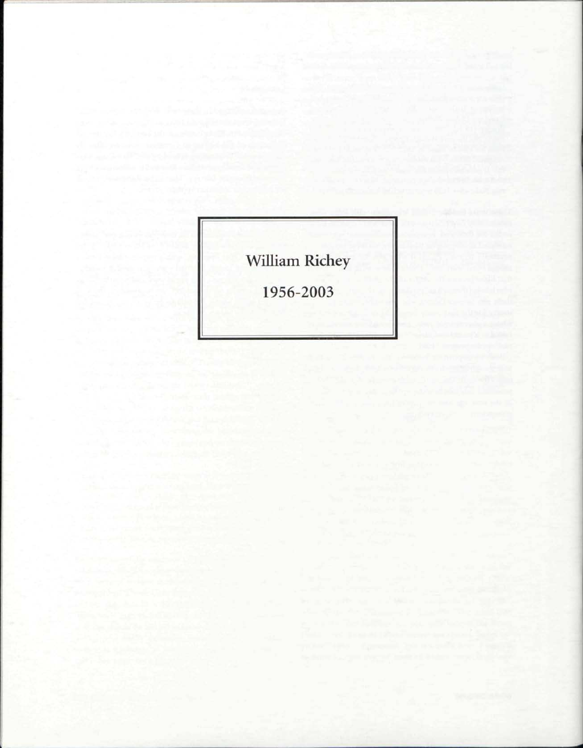William Richey

1956-2003